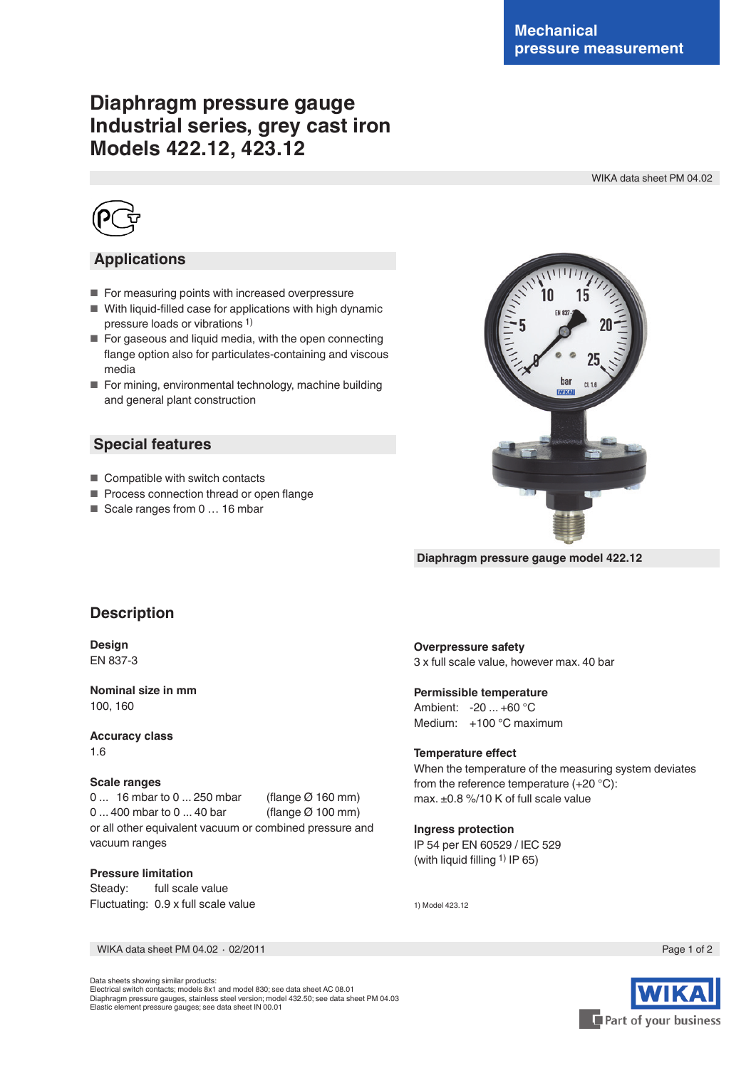Mechanical pressure measurement

# Diaphragm pressure gauge Industrial series, grey cast iron Models 422.12, 423.12

WIKA data sheet PM 04.02

## Applications

- For measuring points with increased overpressure
- With liquid-filled case for applications with high dynamic pressure loads or vibrations [1)]
- For gaseous and liquid media, with the open connecting flange option also for particulates-containing and viscous media
- For mining, environmental technology, machine building and general plant construction

## Special features

- Compatible with switch contacts
- Process connection thread or open flange
- Scale ranges from 0 … 16 mbar

Diaphragm pressure gauge model 422.12

## Description

**Design**
EN 837-3

**Nominal size in mm**
100, 160

**Accuracy class**
1.6

**Scale ranges**
0 ... 16 mbar to 0 ... 250 mbar (flange Ø 160 mm)
0 ... 400 mbar to 0 ... 40 bar (flange Ø 100 mm)
or all other equivalent vacuum or combined pressure and vacuum ranges

**Pressure limitation**
Steady: full scale value
Fluctuating: 0.9 x full scale value

**Overpressure safety**
3 x full scale value, however max. 40 bar

**Permissible temperature**
Ambient: -20 ... +60 °C
Medium: +100 °C maximum

**Temperature effect**
When the temperature of the measuring system deviates from the reference temperature (+20 °C):
max. ±0.8 %/10 K of full scale value

**Ingress protection**
IP 54 per EN 60529 / IEC 529
(with liquid filling [1)] IP 65)

1) Model 423.12

WIKA data sheet PM 04.02 · 02/2011

Data sheets showing similar products:
Electrical switch contacts; models 8x1 and model 830; see data sheet AC 08.01
Diaphragm pressure gauges, stainless steel version; model 432.50; see data sheet PM 04.03
Elastic element pressure gauges; see data sheet IN 00.01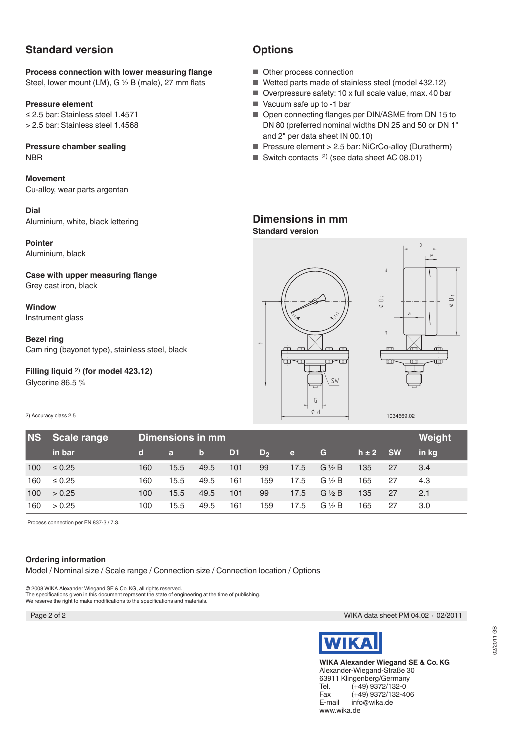## Standard version

**Process connection with lower measuring flange**
Steel, lower mount (LM), G ½ B (male), 27 mm flats

**Pressure element**
≤ 2.5 bar: Stainless steel 1.4571
> 2.5 bar: Stainless steel 1.4568

**Pressure chamber sealing**
NBR

**Movement**
Cu-alloy, wear parts argentan

**Dial**
Aluminium, white, black lettering

**Pointer**
Aluminium, black

**Case with upper measuring flange**
Grey cast iron, black

**Window**
Instrument glass

**Bezel ring**
Cam ring (bayonet type), stainless steel, black

**Filling liquid** [2] **(for model 423.12)**
Glycerine 86.5 %

2) Accuracy class 2.5

## Options

- Other process connection
- Wetted parts made of stainless steel (model 432.12)
- Overpressure safety: 10 x full scale value, max. 40 bar
- Vacuum safe up to -1 bar
- Open connecting flanges per DIN/ASME from DN 15 to DN 80 (preferred nominal widths DN 25 and 50 or DN 1" and 2" per data sheet IN 00.10)
- Pressure element > 2.5 bar: NiCrCo-alloy (Duratherm)
- Switch contacts [2] (see data sheet AC 08.01)

## Dimensions in mm

**Standard version**

1034669.02

| NS | Scale range | Dimensions in mm | | | | | | | | | Weight |
|---|---|---|---|---|---|---|---|---|---|---|---|
| | in bar | d | a | b | D1 | $D_2$ | e | G | h ± 2 | SW | in kg |
| 100 | ≤ 0.25 | 160 | 15.5 | 49.5 | 101 | 99 | 17.5 | G ½ B | 135 | 27 | 3.4 |
| 160 | ≤ 0.25 | 160 | 15.5 | 49.5 | 161 | 159 | 17.5 | G ½ B | 165 | 27 | 4.3 |
| 100 | > 0.25 | 100 | 15.5 | 49.5 | 101 | 99 | 17.5 | G ½ B | 135 | 27 | 2.1 |
| 160 | > 0.25 | 100 | 15.5 | 49.5 | 161 | 159 | 17.5 | G ½ B | 165 | 27 | 3.0 |

Process connection per EN 837-3 / 7.3.

**Ordering information**
Model / Nominal size / Scale range / Connection size / Connection location / Options

© 2008 WIKA Alexander Wiegand SE & Co. KG, all rights reserved.
The specifications given in this document represent the state of engineering at the time of publishing.
We reserve the right to make modifications to the specifications and materials.

**WIKA Alexander Wiegand SE & Co. KG**
Alexander-Wiegand-Straße 30
63911 Klingenberg/Germany
Tel. (+49) 9372/132-0
Fax (+49) 9372/132-406
E-mail info@wika.de
www.wika.de